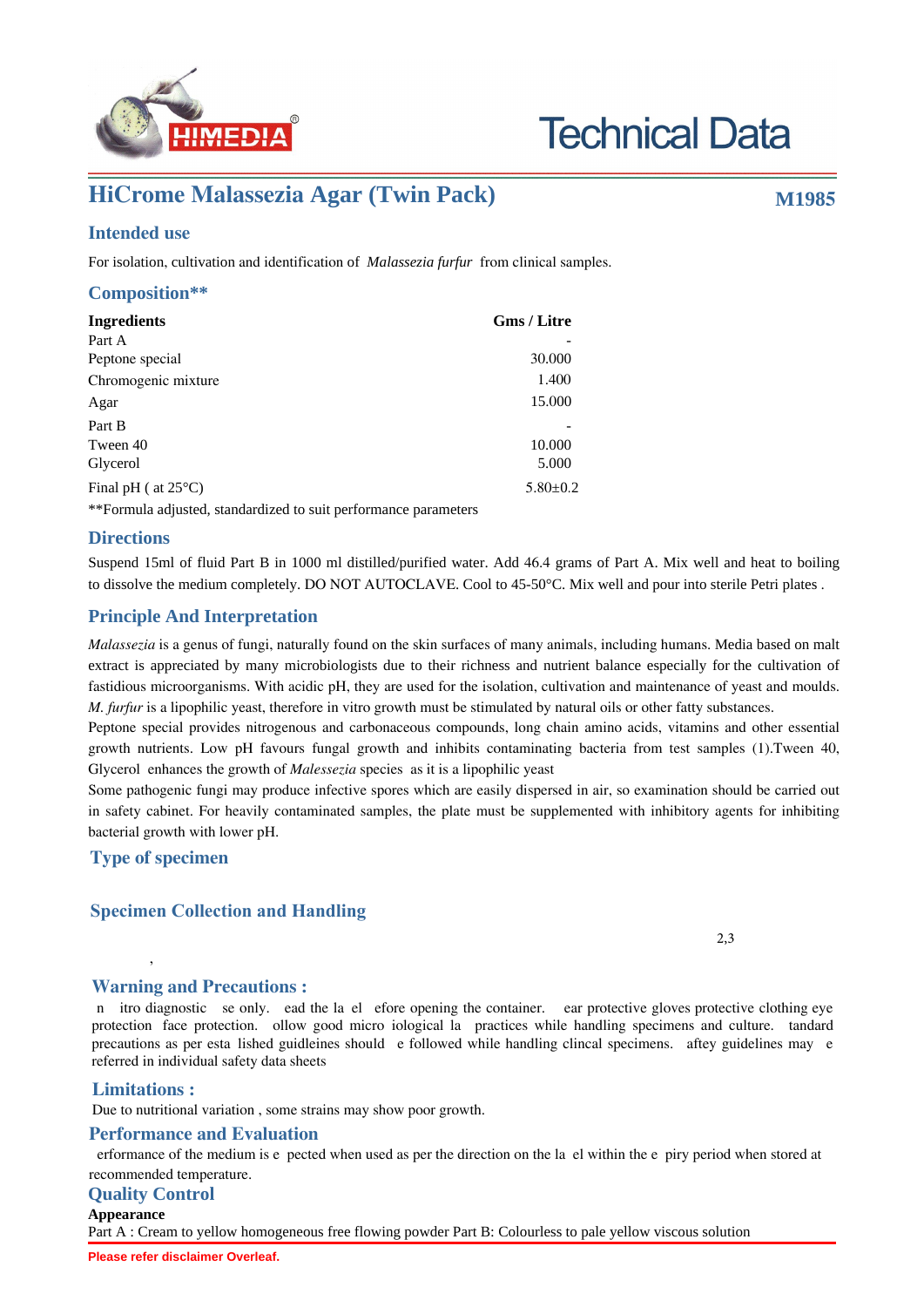# HiCrome Malassezia Agar (Twin Pack)

**M1985**

## Intended use

For isolation, cultivation and identification of *Malassezia furfur* from clinical samples.

## Composition**

| Ingredients | Gms / Litre |
|---|---|
| Part A | - |
| Peptone special | 30.000 |
| Chromogenic mixture | 1.400 |
| Agar | 15.000 |
| Part B | - |
| Tween 40 | 10.000 |
| Glycerol | 5.000 |
| Final pH ( at 25°C) | 5.80±0.2 |

**Formula adjusted, standardized to suit performance parameters

## Directions

Suspend 15ml of fluid Part B in 1000 ml distilled/purified water. Add 46.4 grams of Part A. Mix well and heat to boiling to dissolve the medium completely. DO NOT AUTOCLAVE. Cool to 45-50°C. Mix well and pour into sterile Petri plates .

## Principle And Interpretation

*Malassezia* is a genus of fungi, naturally found on the skin surfaces of many animals, including humans. Media based on malt extract is appreciated by many microbiologists due to their richness and nutrient balance especially for the cultivation of fastidious microorganisms. With acidic pH, they are used for the isolation, cultivation and maintenance of yeast and moulds. *M. furfur* is a lipophilic yeast, therefore in vitro growth must be stimulated by natural oils or other fatty substances.

Peptone special provides nitrogenous and carbonaceous compounds, long chain amino acids, vitamins and other essential growth nutrients. Low pH favours fungal growth and inhibits contaminating bacteria from test samples (1).Tween 40, Glycerol enhances the growth of *Malessezia* species as it is a lipophilic yeast

Some pathogenic fungi may produce infective spores which are easily dispersed in air, so examination should be carried out in safety cabinet. For heavily contaminated samples, the plate must be supplemented with inhibitory agents for inhibiting bacterial growth with lower pH.

## Type of specimen

## Specimen Collection and Handling

2,3

,

## Warning and Precautions :

n itro diagnostic se only. ead the la el efore opening the container. ear protective gloves protective clothing eye protection face protection. ollow good micro iological la practices while handling specimens and culture. tandard precautions as per esta lished guidleines should e followed while handling clincal specimens. aftey guidelines may e referred in individual safety data sheets

## Limitations :

Due to nutritional variation , some strains may show poor growth.

## Performance and Evaluation

erformance of the medium is e pected when used as per the direction on the la el within the e piry period when stored at recommended temperature.

## Quality Control

**Appearance**

Part A : Cream to yellow homogeneous free flowing powder Part B: Colourless to pale yellow viscous solution

Please refer disclaimer Overleaf.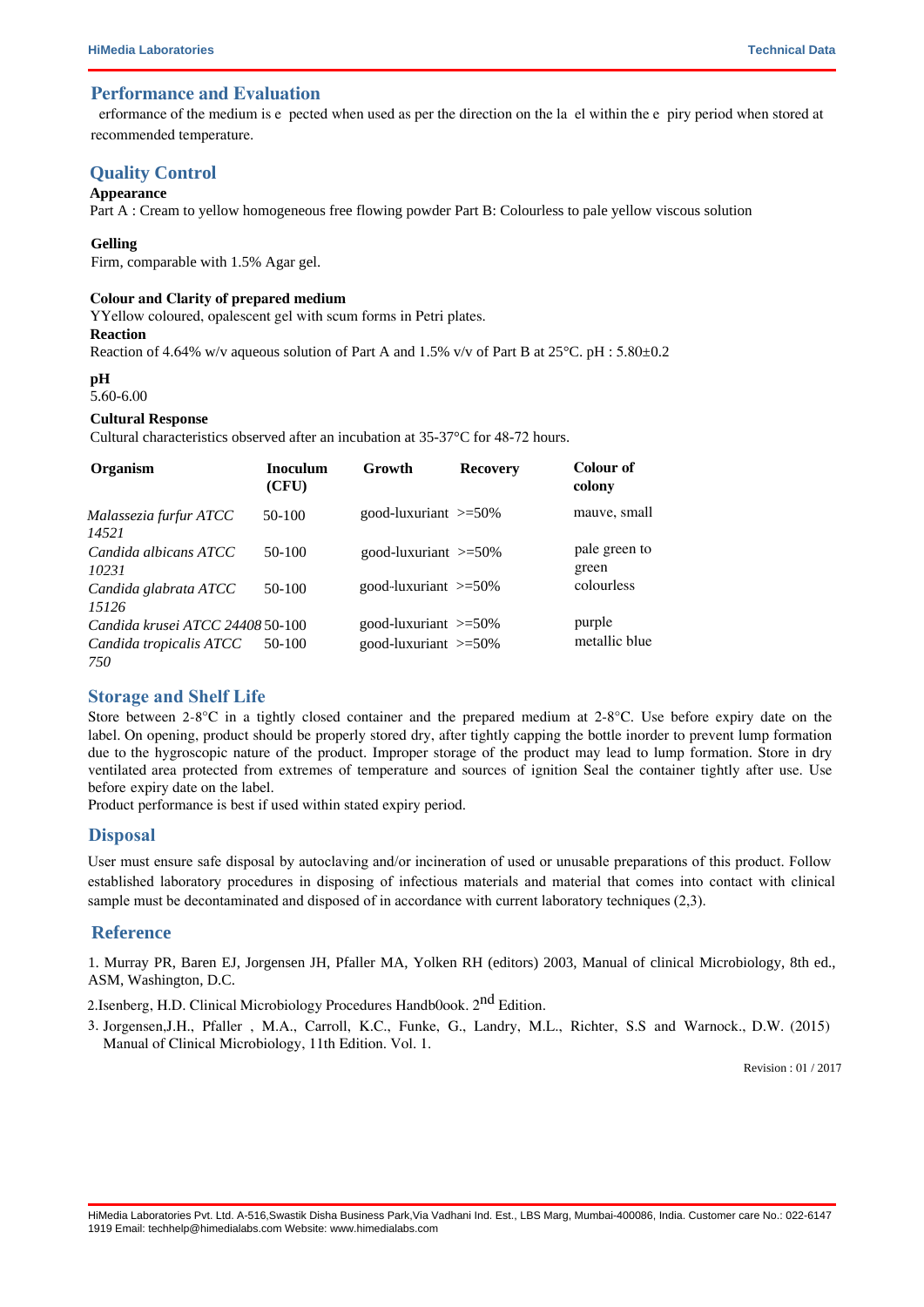## Performance and Evaluation

erformance of the medium is e pected when used as per the direction on the la el within the e piry period when stored at recommended temperature.

## Quality Control

**Appearance**

Part A : Cream to yellow homogeneous free flowing powder Part B: Colourless to pale yellow viscous solution

**Gelling**

Firm, comparable with 1.5% Agar gel.

**Colour and Clarity of prepared medium**

YYellow coloured, opalescent gel with scum forms in Petri plates.

**Reaction**

Reaction of 4.64% w/v aqueous solution of Part A and 1.5% v/v of Part B at 25°C. pH : 5.80±0.2

**pH**

5.60-6.00

**Cultural Response**

Cultural characteristics observed after an incubation at 35-37°C for 48-72 hours.

| Organism | Inoculum (CFU) | Growth | Recovery | Colour of colony |
|---|---|---|---|---|
| *Malassezia furfur ATCC 14521* | 50-100 | good-luxuriant | >=50% | mauve, small |
| *Candida albicans ATCC 10231* | 50-100 | good-luxuriant | >=50% | pale green to green |
| *Candida glabrata ATCC 15126* | 50-100 | good-luxuriant | >=50% | colourless |
| *Candida krusei ATCC 24408* | 50-100 | good-luxuriant | >=50% | purple |
| *Candida tropicalis ATCC 750* | 50-100 | good-luxuriant | >=50% | metallic blue |

## Storage and Shelf Life

Store between 2-8°C in a tightly closed container and the prepared medium at 2-8°C. Use before expiry date on the label. On opening, product should be properly stored dry, after tightly capping the bottle inorder to prevent lump formation due to the hygroscopic nature of the product. Improper storage of the product may lead to lump formation. Store in dry ventilated area protected from extremes of temperature and sources of ignition Seal the container tightly after use. Use before expiry date on the label.

Product performance is best if used within stated expiry period.

## Disposal

User must ensure safe disposal by autoclaving and/or incineration of used or unusable preparations of this product. Follow established laboratory procedures in disposing of infectious materials and material that comes into contact with clinical sample must be decontaminated and disposed of in accordance with current laboratory techniques (2,3).

## Reference

1. Murray PR, Baren EJ, Jorgensen JH, Pfaller MA, Yolken RH (editors) 2003, Manual of clinical Microbiology, 8th ed., ASM, Washington, D.C.
2. Isenberg, H.D. Clinical Microbiology Procedures Handb0ook. 2nd Edition.
3. Jorgensen,J.H., Pfaller , M.A., Carroll, K.C., Funke, G., Landry, M.L., Richter, S.S and Warnock., D.W. (2015) Manual of Clinical Microbiology, 11th Edition. Vol. 1.

Revision : 01 / 2017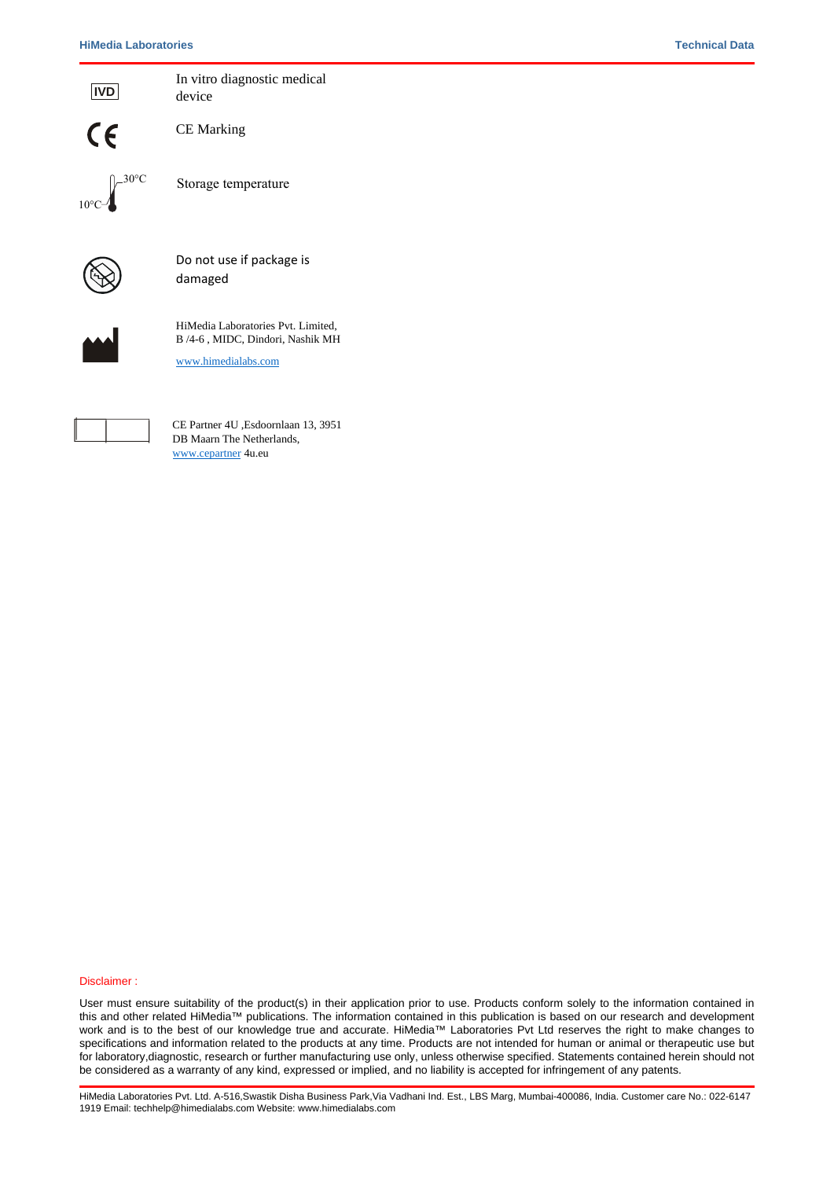| | |
|---|---|
| IVD | In vitro diagnostic medical device |
| CE | CE Marking |
| 10°C – 30°C | Storage temperature |
| | Do not use if package is damaged |
| | HiMedia Laboratories Pvt. Limited, B /4-6 , MIDC, Dindori, Nashik MH<br>www.himedialabs.com |
| | CE Partner 4U ,Esdoornlaan 13, 3951 DB Maarn The Netherlands, www.cepartner 4u.eu |

Disclaimer :

User must ensure suitability of the product(s) in their application prior to use. Products conform solely to the information contained in this and other related HiMedia™ publications. The information contained in this publication is based on our research and development work and is to the best of our knowledge true and accurate. HiMedia™ Laboratories Pvt Ltd reserves the right to make changes to specifications and information related to the products at any time. Products are not intended for human or animal or therapeutic use but for laboratory,diagnostic, research or further manufacturing use only, unless otherwise specified. Statements contained herein should not be considered as a warranty of any kind, expressed or implied, and no liability is accepted for infringement of any patents.

HiMedia Laboratories Pvt. Ltd. A-516,Swastik Disha Business Park,Via Vadhani Ind. Est., LBS Marg, Mumbai-400086, India. Customer care No.: 022-6147 1919 Email: techhelp@himedialabs.com Website: www.himedialabs.com